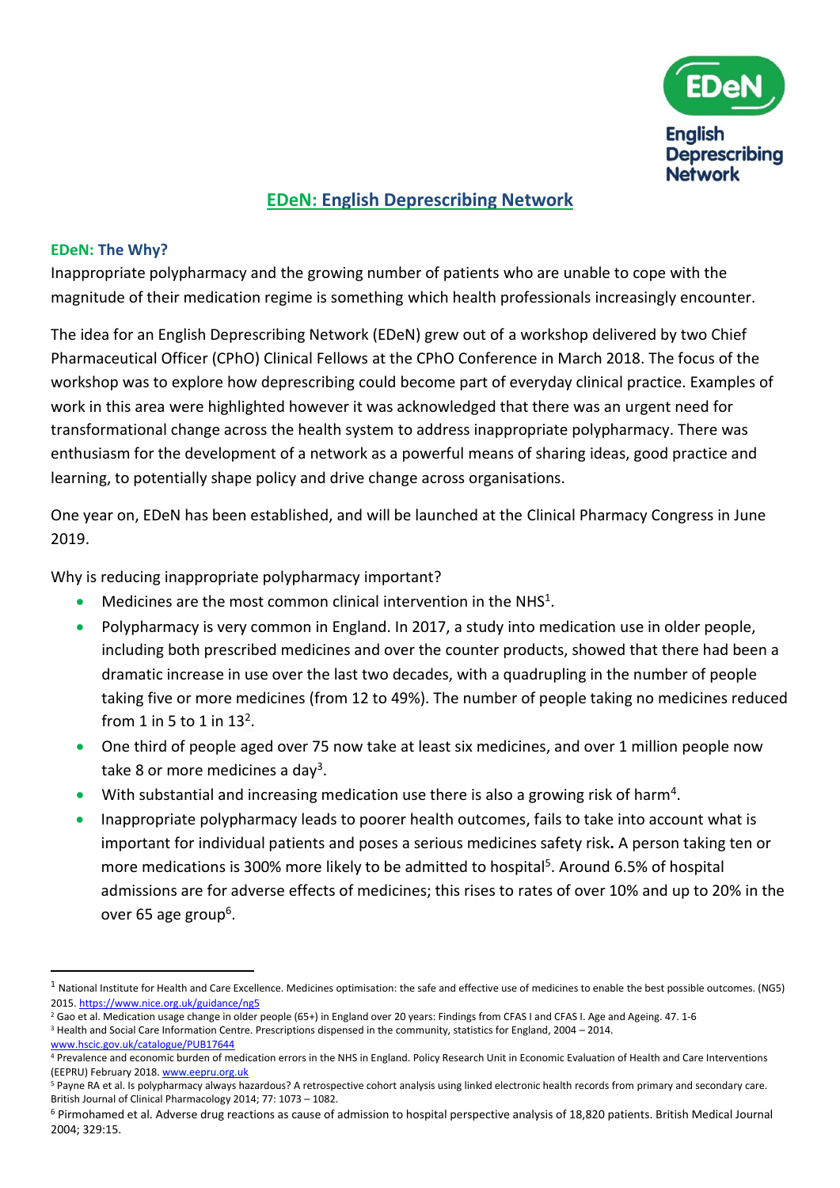# EDeN: English Deprescribing Network

## EDeN: The Why?

Inappropriate polypharmacy and the growing number of patients who are unable to cope with the magnitude of their medication regime is something which health professionals increasingly encounter.

The idea for an English Deprescribing Network (EDeN) grew out of a workshop delivered by two Chief Pharmaceutical Officer (CPhO) Clinical Fellows at the CPhO Conference in March 2018. The focus of the workshop was to explore how deprescribing could become part of everyday clinical practice. Examples of work in this area were highlighted however it was acknowledged that there was an urgent need for transformational change across the health system to address inappropriate polypharmacy. There was enthusiasm for the development of a network as a powerful means of sharing ideas, good practice and learning, to potentially shape policy and drive change across organisations.

One year on, EDeN has been established, and will be launched at the Clinical Pharmacy Congress in June 2019.

Why is reducing inappropriate polypharmacy important?

- Medicines are the most common clinical intervention in the NHS[1].
- Polypharmacy is very common in England. In 2017, a study into medication use in older people, including both prescribed medicines and over the counter products, showed that there had been a dramatic increase in use over the last two decades, with a quadrupling in the number of people taking five or more medicines (from 12 to 49%). The number of people taking no medicines reduced from 1 in 5 to 1 in 13[2].
- One third of people aged over 75 now take at least six medicines, and over 1 million people now take 8 or more medicines a day[3].
- With substantial and increasing medication use there is also a growing risk of harm[4].
- Inappropriate polypharmacy leads to poorer health outcomes, fails to take into account what is important for individual patients and poses a serious medicines safety risk**.** A person taking ten or more medications is 300% more likely to be admitted to hospital[5]. Around 6.5% of hospital admissions are for adverse effects of medicines; this rises to rates of over 10% and up to 20% in the over 65 age group[6].

---

[1] National Institute for Health and Care Excellence. Medicines optimisation: the safe and effective use of medicines to enable the best possible outcomes. (NG5) 2015. https://www.nice.org.uk/guidance/ng5

[2] Gao et al. Medication usage change in older people (65+) in England over 20 years: Findings from CFAS I and CFAS I. Age and Ageing. 47. 1-6

[3] Health and Social Care Information Centre. Prescriptions dispensed in the community, statistics for England, 2004 – 2014. www.hscic.gov.uk/catalogue/PUB17644

[4] Prevalence and economic burden of medication errors in the NHS in England. Policy Research Unit in Economic Evaluation of Health and Care Interventions (EEPRU) February 2018. www.eepru.org.uk

[5] Payne RA et al. Is polypharmacy always hazardous? A retrospective cohort analysis using linked electronic health records from primary and secondary care. British Journal of Clinical Pharmacology 2014; 77: 1073 – 1082.

[6] Pirmohamed et al. Adverse drug reactions as cause of admission to hospital perspective analysis of 18,820 patients. British Medical Journal 2004; 329:15.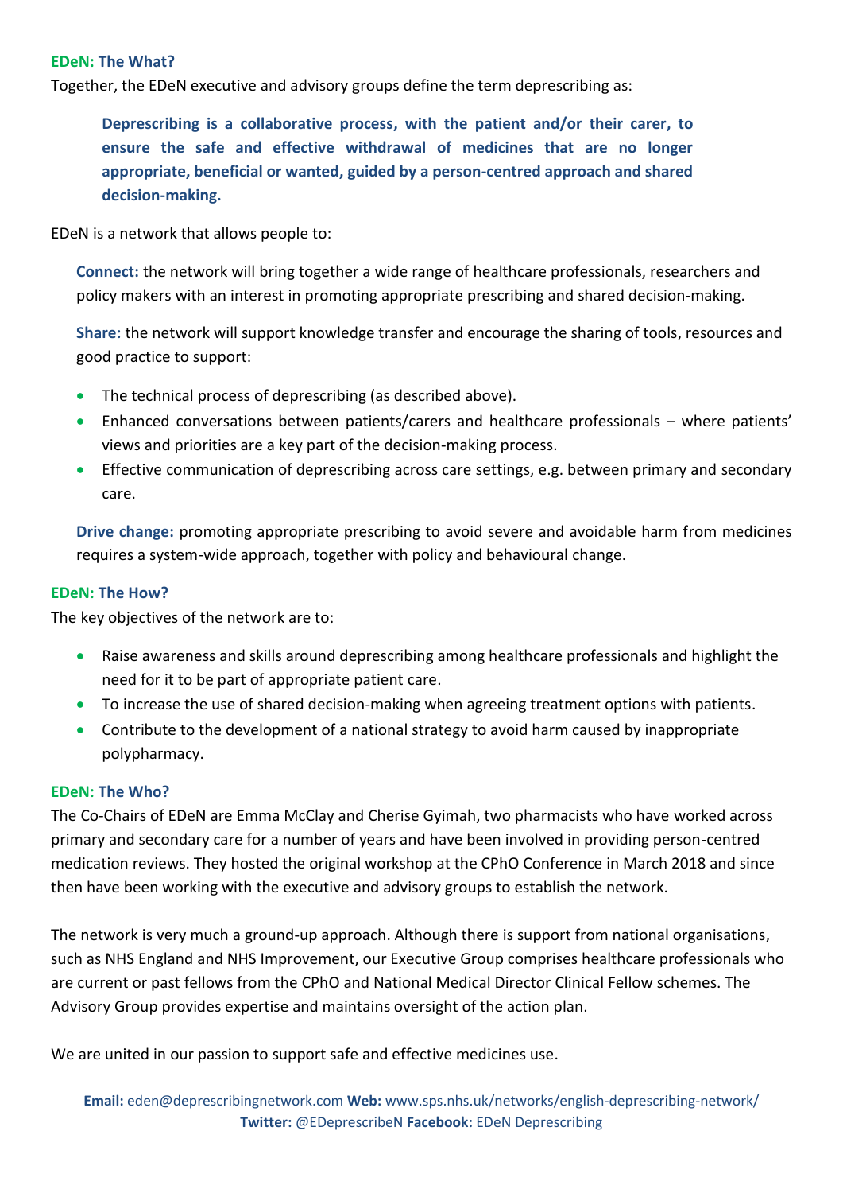### EDeN: The What?

Together, the EDeN executive and advisory groups define the term deprescribing as:

> **Deprescribing is a collaborative process, with the patient and/or their carer, to ensure the safe and effective withdrawal of medicines that are no longer appropriate, beneficial or wanted, guided by a person-centred approach and shared decision-making.**

EDeN is a network that allows people to:

**Connect:** the network will bring together a wide range of healthcare professionals, researchers and policy makers with an interest in promoting appropriate prescribing and shared decision-making.

**Share:** the network will support knowledge transfer and encourage the sharing of tools, resources and good practice to support:

- The technical process of deprescribing (as described above).
- Enhanced conversations between patients/carers and healthcare professionals – where patients' views and priorities are a key part of the decision-making process.
- Effective communication of deprescribing across care settings, e.g. between primary and secondary care.

**Drive change:** promoting appropriate prescribing to avoid severe and avoidable harm from medicines requires a system-wide approach, together with policy and behavioural change.

### EDeN: The How?

The key objectives of the network are to:

- Raise awareness and skills around deprescribing among healthcare professionals and highlight the need for it to be part of appropriate patient care.
- To increase the use of shared decision-making when agreeing treatment options with patients.
- Contribute to the development of a national strategy to avoid harm caused by inappropriate polypharmacy.

### EDeN: The Who?

The Co-Chairs of EDeN are Emma McClay and Cherise Gyimah, two pharmacists who have worked across primary and secondary care for a number of years and have been involved in providing person-centred medication reviews. They hosted the original workshop at the CPhO Conference in March 2018 and since then have been working with the executive and advisory groups to establish the network.

The network is very much a ground-up approach. Although there is support from national organisations, such as NHS England and NHS Improvement, our Executive Group comprises healthcare professionals who are current or past fellows from the CPhO and National Medical Director Clinical Fellow schemes. The Advisory Group provides expertise and maintains oversight of the action plan.

We are united in our passion to support safe and effective medicines use.

**Email:** eden@deprescribingnetwork.com **Web:** www.sps.nhs.uk/networks/english-deprescribing-network/
**Twitter:** @EDeprescribeN **Facebook:** EDeN Deprescribing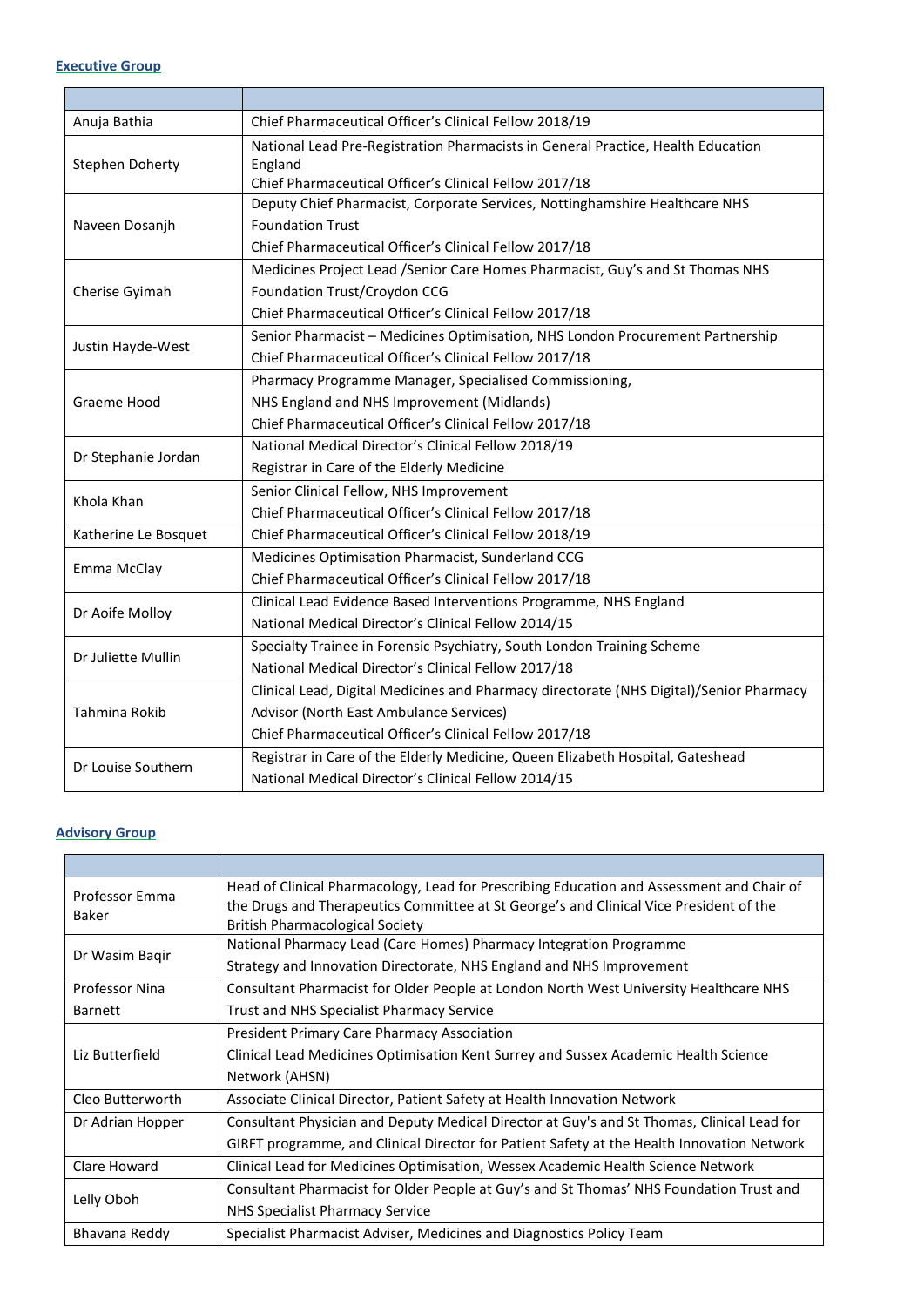## Executive Group

| | |
|---|---|
| Anuja Bathia | Chief Pharmaceutical Officer's Clinical Fellow 2018/19 |
| Stephen Doherty | National Lead Pre-Registration Pharmacists in General Practice, Health Education England<br>Chief Pharmaceutical Officer's Clinical Fellow 2017/18 |
| Naveen Dosanjh | Deputy Chief Pharmacist, Corporate Services, Nottinghamshire Healthcare NHS Foundation Trust<br>Chief Pharmaceutical Officer's Clinical Fellow 2017/18 |
| Cherise Gyimah | Medicines Project Lead /Senior Care Homes Pharmacist, Guy's and St Thomas NHS Foundation Trust/Croydon CCG<br>Chief Pharmaceutical Officer's Clinical Fellow 2017/18 |
| Justin Hayde-West | Senior Pharmacist – Medicines Optimisation, NHS London Procurement Partnership<br>Chief Pharmaceutical Officer's Clinical Fellow 2017/18 |
| Graeme Hood | Pharmacy Programme Manager, Specialised Commissioning,<br>NHS England and NHS Improvement (Midlands)<br>Chief Pharmaceutical Officer's Clinical Fellow 2017/18 |
| Dr Stephanie Jordan | National Medical Director's Clinical Fellow 2018/19<br>Registrar in Care of the Elderly Medicine |
| Khola Khan | Senior Clinical Fellow, NHS Improvement<br>Chief Pharmaceutical Officer's Clinical Fellow 2017/18 |
| Katherine Le Bosquet | Chief Pharmaceutical Officer's Clinical Fellow 2018/19 |
| Emma McClay | Medicines Optimisation Pharmacist, Sunderland CCG<br>Chief Pharmaceutical Officer's Clinical Fellow 2017/18 |
| Dr Aoife Molloy | Clinical Lead Evidence Based Interventions Programme, NHS England<br>National Medical Director's Clinical Fellow 2014/15 |
| Dr Juliette Mullin | Specialty Trainee in Forensic Psychiatry, South London Training Scheme<br>National Medical Director's Clinical Fellow 2017/18 |
| Tahmina Rokib | Clinical Lead, Digital Medicines and Pharmacy directorate (NHS Digital)/Senior Pharmacy Advisor (North East Ambulance Services)<br>Chief Pharmaceutical Officer's Clinical Fellow 2017/18 |
| Dr Louise Southern | Registrar in Care of the Elderly Medicine, Queen Elizabeth Hospital, Gateshead<br>National Medical Director's Clinical Fellow 2014/15 |

## Advisory Group

| | |
|---|---|
| Professor Emma Baker | Head of Clinical Pharmacology, Lead for Prescribing Education and Assessment and Chair of the Drugs and Therapeutics Committee at St George's and Clinical Vice President of the British Pharmacological Society |
| Dr Wasim Baqir | National Pharmacy Lead (Care Homes) Pharmacy Integration Programme<br>Strategy and Innovation Directorate, NHS England and NHS Improvement |
| Professor Nina Barnett | Consultant Pharmacist for Older People at London North West University Healthcare NHS Trust and NHS Specialist Pharmacy Service |
| Liz Butterfield | President Primary Care Pharmacy Association<br>Clinical Lead Medicines Optimisation Kent Surrey and Sussex Academic Health Science Network (AHSN) |
| Cleo Butterworth | Associate Clinical Director, Patient Safety at Health Innovation Network |
| Dr Adrian Hopper | Consultant Physician and Deputy Medical Director at Guy's and St Thomas, Clinical Lead for GIRFT programme, and Clinical Director for Patient Safety at the Health Innovation Network |
| Clare Howard | Clinical Lead for Medicines Optimisation, Wessex Academic Health Science Network |
| Lelly Oboh | Consultant Pharmacist for Older People at Guy's and St Thomas' NHS Foundation Trust and NHS Specialist Pharmacy Service |
| Bhavana Reddy | Specialist Pharmacist Adviser, Medicines and Diagnostics Policy Team |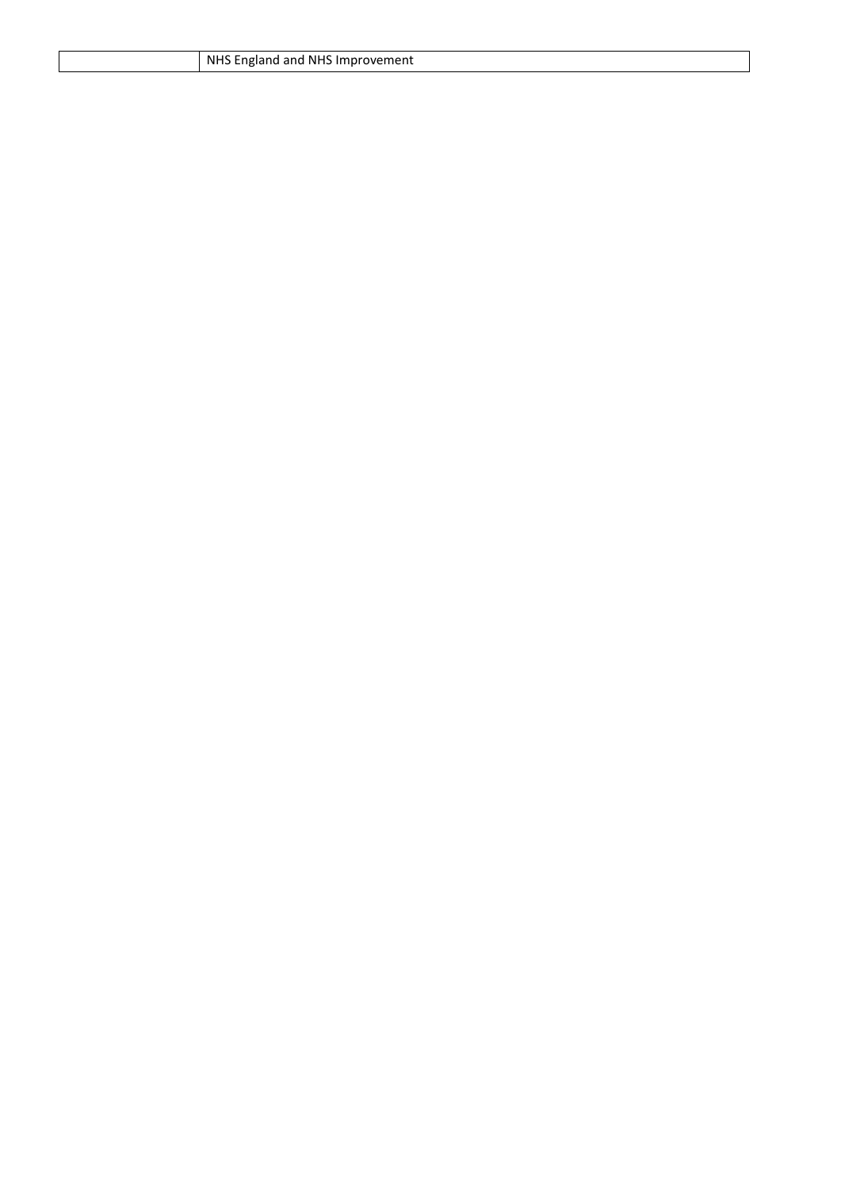| | |
|---|---|
| | NHS England and NHS Improvement |